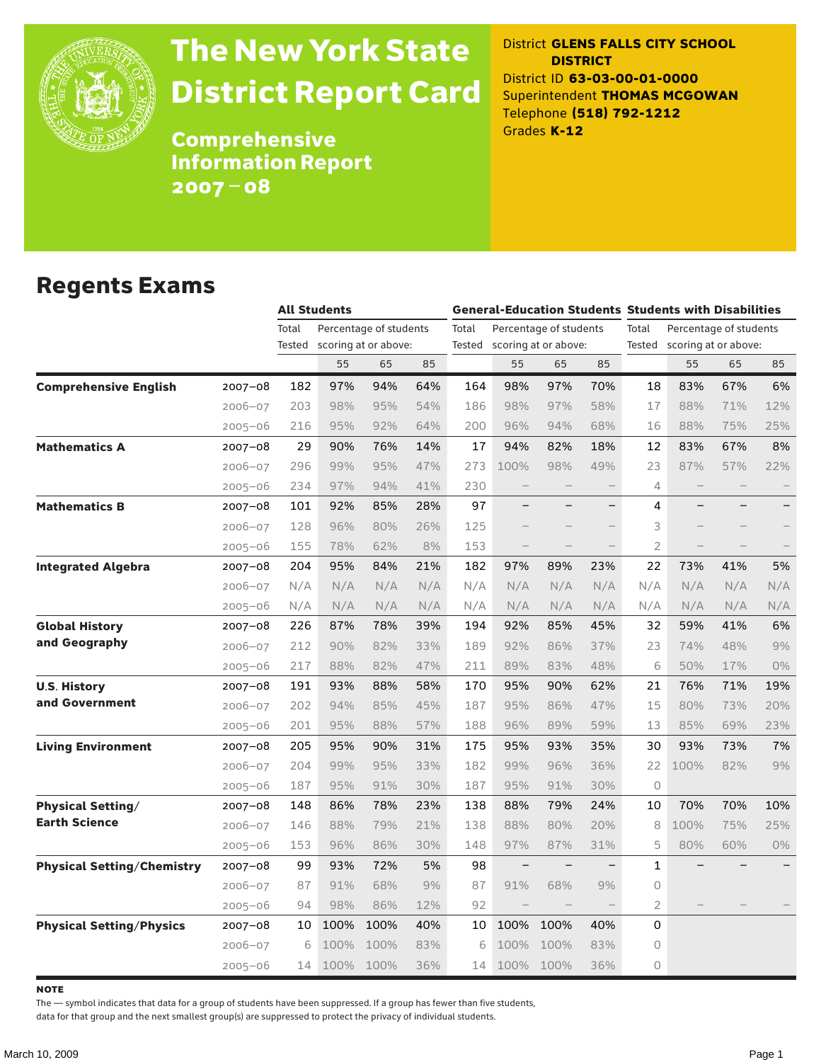# The New York State District Report Card

## Comprehensive Information Report 2007 – 08

District **GLENS FALLS CITY SCHOOL DISTRICT**
District ID **63-03-00-01-0000**
Superintendent **THOMAS MCGOWAN**
Telephone **(518) 792-1212**
Grades **K-12**

## Regents Exams

| | | All Students | | | | General-Education Students | | | | Students with Disabilities | | | |
|---|---|---|---|---|---|---|---|---|---|---|---|---|---|
| | | Total Tested | Percentage of students scoring at or above: | | | Total Tested | Percentage of students scoring at or above: | | | Total Tested | Percentage of students scoring at or above: | | |
| | | | 55 | 65 | 85 | | 55 | 65 | 85 | | 55 | 65 | 85 |
| **Comprehensive English** | 2007–08 | 182 | 97% | 94% | 64% | 164 | 98% | 97% | 70% | 18 | 83% | 67% | 6% |
| | 2006–07 | 203 | 98% | 95% | 54% | 186 | 98% | 97% | 58% | 17 | 88% | 71% | 12% |
| | 2005–06 | 216 | 95% | 92% | 64% | 200 | 96% | 94% | 68% | 16 | 88% | 75% | 25% |
| **Mathematics A** | 2007–08 | 29 | 90% | 76% | 14% | 17 | 94% | 82% | 18% | 12 | 83% | 67% | 8% |
| | 2006–07 | 296 | 99% | 95% | 47% | 273 | 100% | 98% | 49% | 23 | 87% | 57% | 22% |
| | 2005–06 | 234 | 97% | 94% | 41% | 230 | – | – | – | 4 | – | – | – |
| **Mathematics B** | 2007–08 | 101 | 92% | 85% | 28% | 97 | – | – | – | 4 | – | – | – |
| | 2006–07 | 128 | 96% | 80% | 26% | 125 | – | – | – | 3 | – | – | – |
| | 2005–06 | 155 | 78% | 62% | 8% | 153 | – | – | – | 2 | – | – | – |
| **Integrated Algebra** | 2007–08 | 204 | 95% | 84% | 21% | 182 | 97% | 89% | 23% | 22 | 73% | 41% | 5% |
| | 2006–07 | N/A | N/A | N/A | N/A | N/A | N/A | N/A | N/A | N/A | N/A | N/A | N/A |
| | 2005–06 | N/A | N/A | N/A | N/A | N/A | N/A | N/A | N/A | N/A | N/A | N/A | N/A |
| **Global History and Geography** | 2007–08 | 226 | 87% | 78% | 39% | 194 | 92% | 85% | 45% | 32 | 59% | 41% | 6% |
| | 2006–07 | 212 | 90% | 82% | 33% | 189 | 92% | 86% | 37% | 23 | 74% | 48% | 9% |
| | 2005–06 | 217 | 88% | 82% | 47% | 211 | 89% | 83% | 48% | 6 | 50% | 17% | 0% |
| **U.S. History and Government** | 2007–08 | 191 | 93% | 88% | 58% | 170 | 95% | 90% | 62% | 21 | 76% | 71% | 19% |
| | 2006–07 | 202 | 94% | 85% | 45% | 187 | 95% | 86% | 47% | 15 | 80% | 73% | 20% |
| | 2005–06 | 201 | 95% | 88% | 57% | 188 | 96% | 89% | 59% | 13 | 85% | 69% | 23% |
| **Living Environment** | 2007–08 | 205 | 95% | 90% | 31% | 175 | 95% | 93% | 35% | 30 | 93% | 73% | 7% |
| | 2006–07 | 204 | 99% | 95% | 33% | 182 | 99% | 96% | 36% | 22 | 100% | 82% | 9% |
| | 2005–06 | 187 | 95% | 91% | 30% | 187 | 95% | 91% | 30% | 0 | | | |
| **Physical Setting/ Earth Science** | 2007–08 | 148 | 86% | 78% | 23% | 138 | 88% | 79% | 24% | 10 | 70% | 70% | 10% |
| | 2006–07 | 146 | 88% | 79% | 21% | 138 | 88% | 80% | 20% | 8 | 100% | 75% | 25% |
| | 2005–06 | 153 | 96% | 86% | 30% | 148 | 97% | 87% | 31% | 5 | 80% | 60% | 0% |
| **Physical Setting/Chemistry** | 2007–08 | 99 | 93% | 72% | 5% | 98 | – | – | – | 1 | – | – | – |
| | 2006–07 | 87 | 91% | 68% | 9% | 87 | 91% | 68% | 9% | 0 | | | |
| | 2005–06 | 94 | 98% | 86% | 12% | 92 | – | – | – | 2 | – | – | – |
| **Physical Setting/Physics** | 2007–08 | 10 | 100% | 100% | 40% | 10 | 100% | 100% | 40% | 0 | | | |
| | 2006–07 | 6 | 100% | 100% | 83% | 6 | 100% | 100% | 83% | 0 | | | |
| | 2005–06 | 14 | 100% | 100% | 36% | 14 | 100% | 100% | 36% | 0 | | | |

**NOTE**

The — symbol indicates that data for a group of students have been suppressed. If a group has fewer than five students, data for that group and the next smallest group(s) are suppressed to protect the privacy of individual students.

March 10, 2009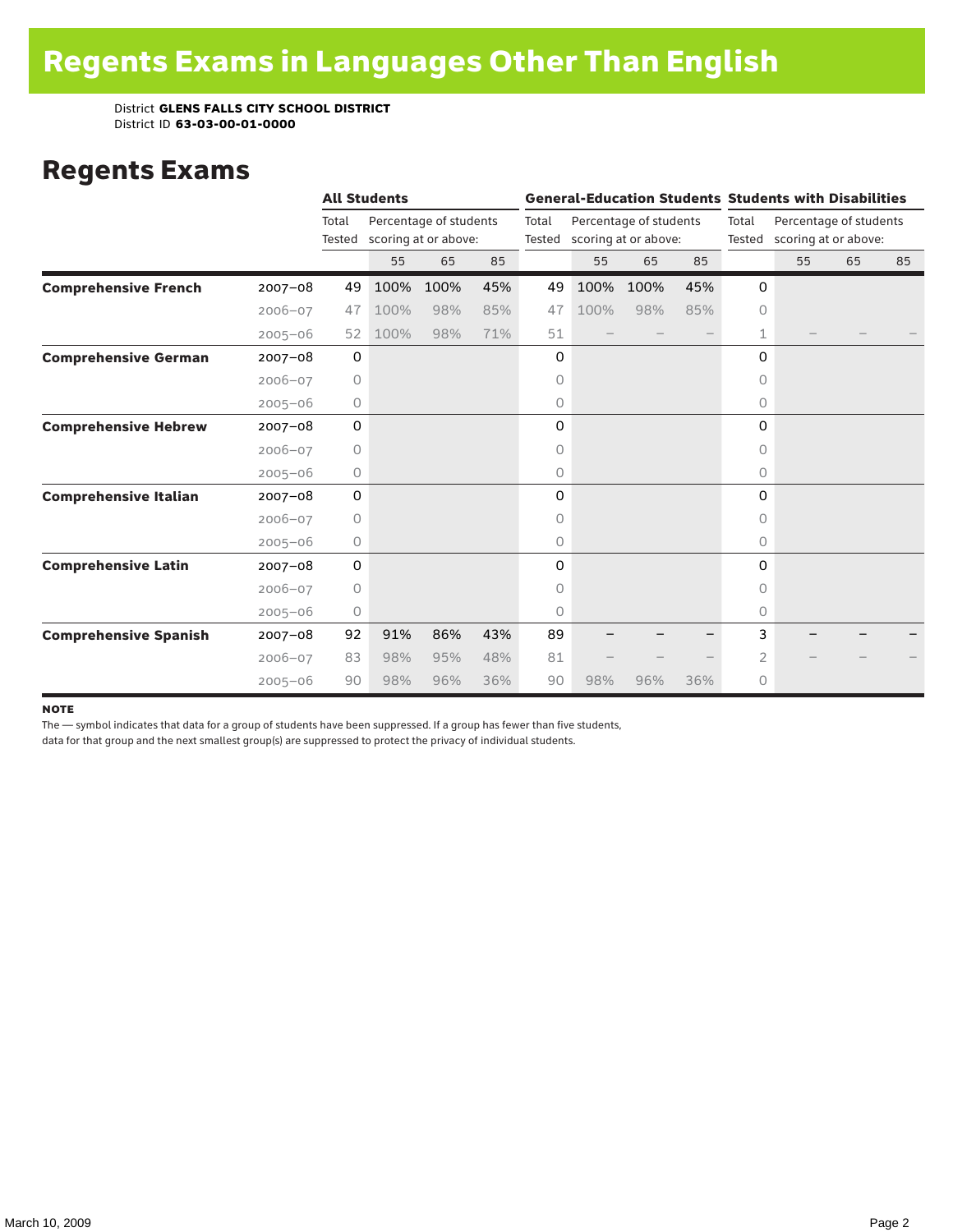# Regents Exams in Languages Other Than English

District **GLENS FALLS CITY SCHOOL DISTRICT**
District ID **63-03-00-01-0000**

## Regents Exams

| | | All Students | | | | General-Education Students | | | | Students with Disabilities | | | |
|---|---|---|---|---|---|---|---|---|---|---|---|---|---|
| | | Total Tested | Percentage of students scoring at or above: | | | Total Tested | Percentage of students scoring at or above: | | | Total Tested | Percentage of students scoring at or above: | | |
| | | | 55 | 65 | 85 | | 55 | 65 | 85 | | 55 | 65 | 85 |
| **Comprehensive French** | 2007–08 | 49 | 100% | 100% | 45% | 49 | 100% | 100% | 45% | 0 | | | |
| | 2006–07 | 47 | 100% | 98% | 85% | 47 | 100% | 98% | 85% | 0 | | | |
| | 2005–06 | 52 | 100% | 98% | 71% | 51 | – | – | – | 1 | – | – | – |
| **Comprehensive German** | 2007–08 | 0 | | | | 0 | | | | 0 | | | |
| | 2006–07 | 0 | | | | 0 | | | | 0 | | | |
| | 2005–06 | 0 | | | | 0 | | | | 0 | | | |
| **Comprehensive Hebrew** | 2007–08 | 0 | | | | 0 | | | | 0 | | | |
| | 2006–07 | 0 | | | | 0 | | | | 0 | | | |
| | 2005–06 | 0 | | | | 0 | | | | 0 | | | |
| **Comprehensive Italian** | 2007–08 | 0 | | | | 0 | | | | 0 | | | |
| | 2006–07 | 0 | | | | 0 | | | | 0 | | | |
| | 2005–06 | 0 | | | | 0 | | | | 0 | | | |
| **Comprehensive Latin** | 2007–08 | 0 | | | | 0 | | | | 0 | | | |
| | 2006–07 | 0 | | | | 0 | | | | 0 | | | |
| | 2005–06 | 0 | | | | 0 | | | | 0 | | | |
| **Comprehensive Spanish** | 2007–08 | 92 | 91% | 86% | 43% | 89 | – | – | – | 3 | – | – | – |
| | 2006–07 | 83 | 98% | 95% | 48% | 81 | – | – | – | 2 | – | – | – |
| | 2005–06 | 90 | 98% | 96% | 36% | 90 | 98% | 96% | 36% | 0 | | | |

**NOTE**

The — symbol indicates that data for a group of students have been suppressed. If a group has fewer than five students, data for that group and the next smallest group(s) are suppressed to protect the privacy of individual students.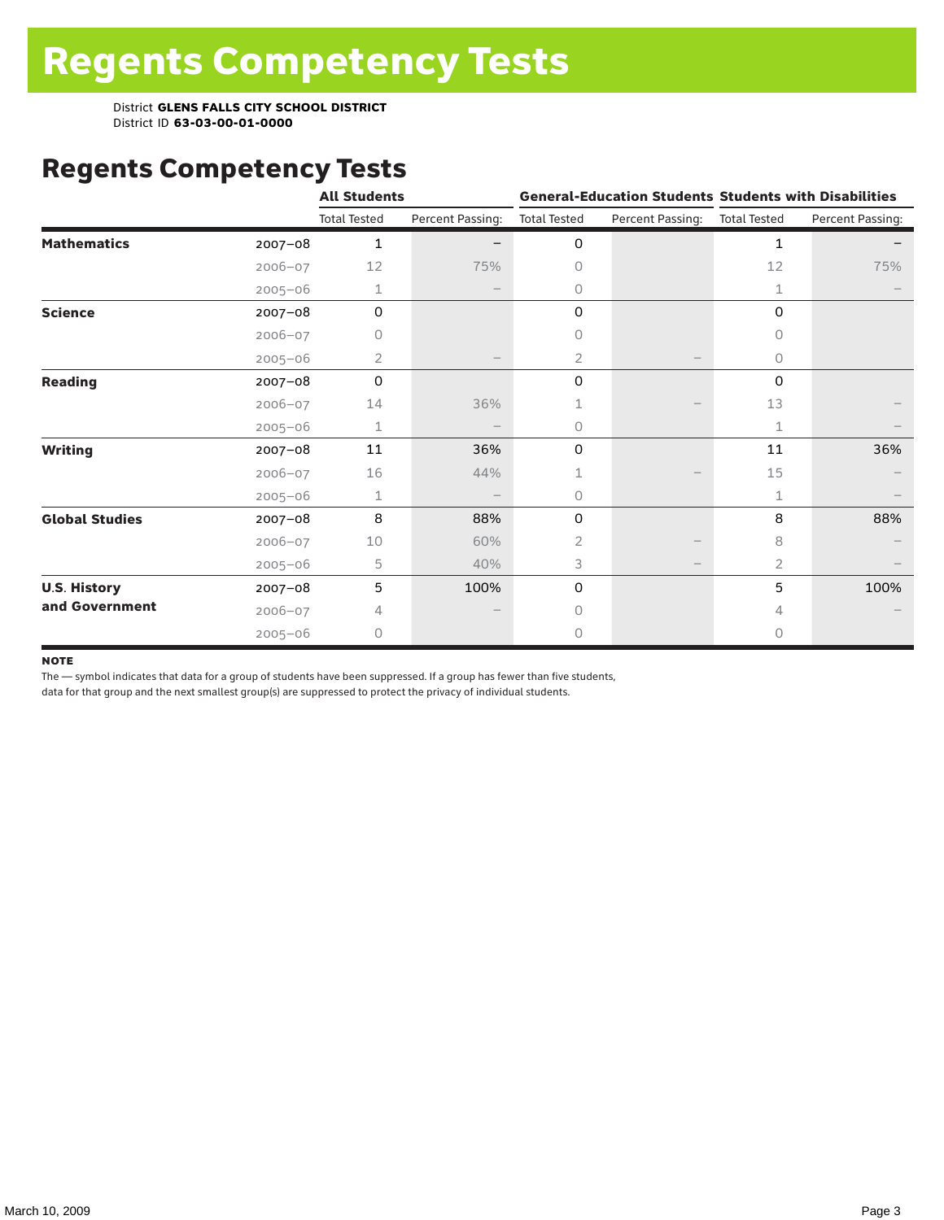# Regents Competency Tests

District **GLENS FALLS CITY SCHOOL DISTRICT**
District ID **63-03-00-01-0000**

## Regents Competency Tests

| | | All Students | | General-Education Students | | Students with Disabilities | |
|---|---|---|---|---|---|---|---|
| | | Total Tested | Percent Passing: | Total Tested | Percent Passing: | Total Tested | Percent Passing: |
| **Mathematics** | 2007–08 | 1 | – | 0 | | 1 | – |
| | 2006–07 | 12 | 75% | 0 | | 12 | 75% |
| | 2005–06 | 1 | – | 0 | | 1 | – |
| **Science** | 2007–08 | 0 | | 0 | | 0 | |
| | 2006–07 | 0 | | 0 | | 0 | |
| | 2005–06 | 2 | – | 2 | – | 0 | |
| **Reading** | 2007–08 | 0 | | 0 | | 0 | |
| | 2006–07 | 14 | 36% | 1 | – | 13 | – |
| | 2005–06 | 1 | – | 0 | | 1 | – |
| **Writing** | 2007–08 | 11 | 36% | 0 | | 11 | 36% |
| | 2006–07 | 16 | 44% | 1 | – | 15 | – |
| | 2005–06 | 1 | – | 0 | | 1 | – |
| **Global Studies** | 2007–08 | 8 | 88% | 0 | | 8 | 88% |
| | 2006–07 | 10 | 60% | 2 | – | 8 | – |
| | 2005–06 | 5 | 40% | 3 | – | 2 | – |
| **U.S. History and Government** | 2007–08 | 5 | 100% | 0 | | 5 | 100% |
| | 2006–07 | 4 | – | 0 | | 4 | – |
| | 2005–06 | 0 | | 0 | | 0 | |

**NOTE**

The — symbol indicates that data for a group of students have been suppressed. If a group has fewer than five students, data for that group and the next smallest group(s) are suppressed to protect the privacy of individual students.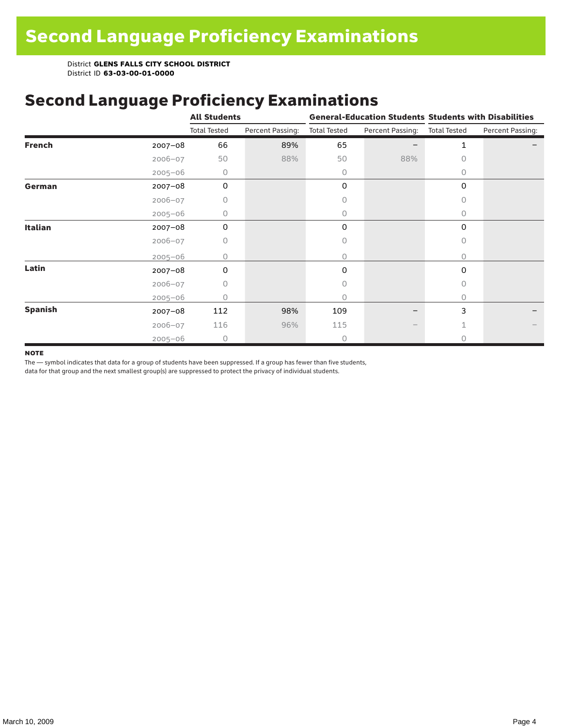# Second Language Proficiency Examinations

District **GLENS FALLS CITY SCHOOL DISTRICT**
District ID **63-03-00-01-0000**

## Second Language Proficiency Examinations

| | | All Students | | General-Education Students | | Students with Disabilities | |
|---|---|---|---|---|---|---|---|
| | | Total Tested | Percent Passing: | Total Tested | Percent Passing: | Total Tested | Percent Passing: |
| **French** | 2007–08 | 66 | 89% | 65 | – | 1 | – |
| | 2006–07 | 50 | 88% | 50 | 88% | 0 | |
| | 2005–06 | 0 | | 0 | | 0 | |
| **German** | 2007–08 | 0 | | 0 | | 0 | |
| | 2006–07 | 0 | | 0 | | 0 | |
| | 2005–06 | 0 | | 0 | | 0 | |
| **Italian** | 2007–08 | 0 | | 0 | | 0 | |
| | 2006–07 | 0 | | 0 | | 0 | |
| | 2005–06 | 0 | | 0 | | 0 | |
| **Latin** | 2007–08 | 0 | | 0 | | 0 | |
| | 2006–07 | 0 | | 0 | | 0 | |
| | 2005–06 | 0 | | 0 | | 0 | |
| **Spanish** | 2007–08 | 112 | 98% | 109 | – | 3 | – |
| | 2006–07 | 116 | 96% | 115 | – | 1 | – |
| | 2005–06 | 0 | | 0 | | 0 | |

**NOTE**

The — symbol indicates that data for a group of students have been suppressed. If a group has fewer than five students, data for that group and the next smallest group(s) are suppressed to protect the privacy of individual students.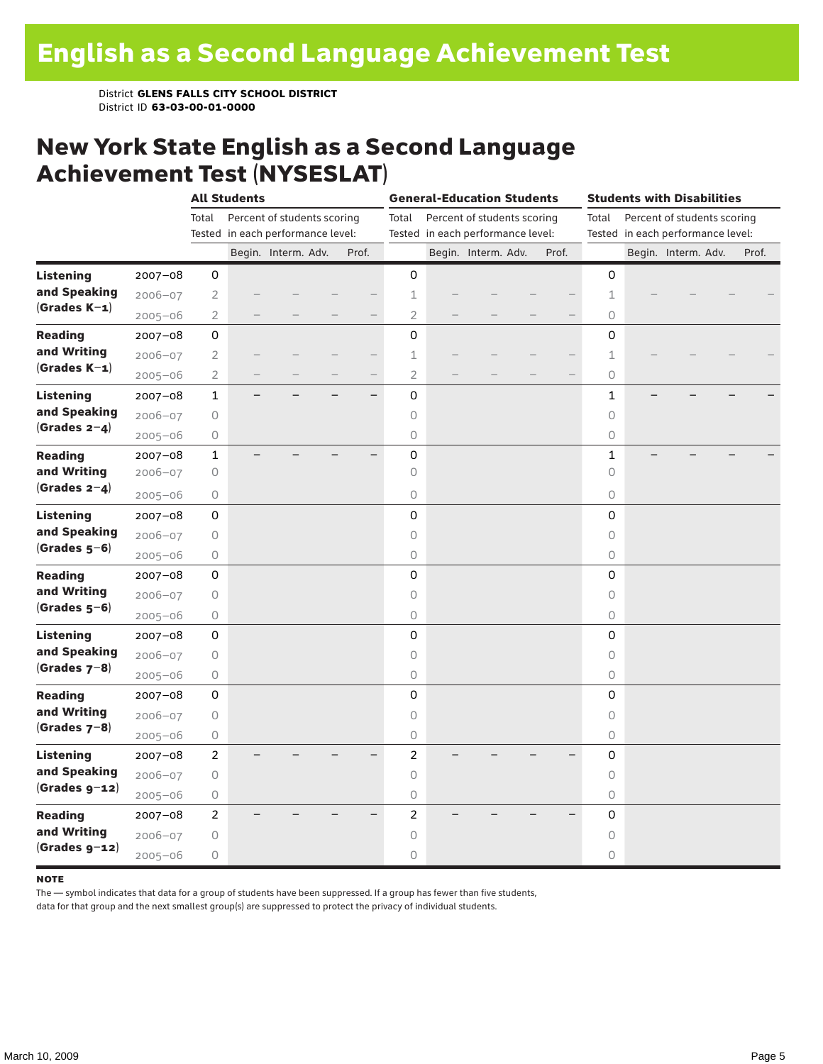# English as a Second Language Achievement Test

District **GLENS FALLS CITY SCHOOL DISTRICT**
District ID **63-03-00-01-0000**

## New York State English as a Second Language Achievement Test (NYSESLAT)

| | | All Students | | | | | General-Education Students | | | | | Students with Disabilities | | | | |
|---|---|---|---|---|---|---|---|---|---|---|---|---|---|---|---|---|
| | | Total Tested | Percent of students scoring in each performance level: | | | | Total Tested | Percent of students scoring in each performance level: | | | | Total Tested | Percent of students scoring in each performance level: | | | |
| | | | Begin. | Interm. | Adv. | Prof. | | Begin. | Interm. | Adv. | Prof. | | Begin. | Interm. | Adv. | Prof. |
| **Listening and Speaking (Grades K–1)** | 2007–08 | 0 | | | | | 0 | | | | | 0 | | | | |
| | 2006–07 | 2 | – | – | – | – | 1 | – | – | – | – | 1 | – | – | – | – |
| | 2005–06 | 2 | – | – | – | – | 2 | – | – | – | – | 0 | | | | |
| **Reading and Writing (Grades K–1)** | 2007–08 | 0 | | | | | 0 | | | | | 0 | | | | |
| | 2006–07 | 2 | – | – | – | – | 1 | – | – | – | – | 1 | – | – | – | – |
| | 2005–06 | 2 | – | – | – | – | 2 | – | – | – | – | 0 | | | | |
| **Listening and Speaking (Grades 2–4)** | 2007–08 | 1 | – | – | – | – | 0 | | | | | 1 | – | – | – | – |
| | 2006–07 | 0 | | | | | 0 | | | | | 0 | | | | |
| | 2005–06 | 0 | | | | | 0 | | | | | 0 | | | | |
| **Reading and Writing (Grades 2–4)** | 2007–08 | 1 | – | – | – | – | 0 | | | | | 1 | – | – | – | – |
| | 2006–07 | 0 | | | | | 0 | | | | | 0 | | | | |
| | 2005–06 | 0 | | | | | 0 | | | | | 0 | | | | |
| **Listening and Speaking (Grades 5–6)** | 2007–08 | 0 | | | | | 0 | | | | | 0 | | | | |
| | 2006–07 | 0 | | | | | 0 | | | | | 0 | | | | |
| | 2005–06 | 0 | | | | | 0 | | | | | 0 | | | | |
| **Reading and Writing (Grades 5–6)** | 2007–08 | 0 | | | | | 0 | | | | | 0 | | | | |
| | 2006–07 | 0 | | | | | 0 | | | | | 0 | | | | |
| | 2005–06 | 0 | | | | | 0 | | | | | 0 | | | | |
| **Listening and Speaking (Grades 7–8)** | 2007–08 | 0 | | | | | 0 | | | | | 0 | | | | |
| | 2006–07 | 0 | | | | | 0 | | | | | 0 | | | | |
| | 2005–06 | 0 | | | | | 0 | | | | | 0 | | | | |
| **Reading and Writing (Grades 7–8)** | 2007–08 | 0 | | | | | 0 | | | | | 0 | | | | |
| | 2006–07 | 0 | | | | | 0 | | | | | 0 | | | | |
| | 2005–06 | 0 | | | | | 0 | | | | | 0 | | | | |
| **Listening and Speaking (Grades 9–12)** | 2007–08 | 2 | – | – | – | – | 2 | – | – | – | – | 0 | | | | |
| | 2006–07 | 0 | | | | | 0 | | | | | 0 | | | | |
| | 2005–06 | 0 | | | | | 0 | | | | | 0 | | | | |
| **Reading and Writing (Grades 9–12)** | 2007–08 | 2 | – | – | – | – | 2 | – | – | – | – | 0 | | | | |
| | 2006–07 | 0 | | | | | 0 | | | | | 0 | | | | |
| | 2005–06 | 0 | | | | | 0 | | | | | 0 | | | | |

**NOTE**

The — symbol indicates that data for a group of students have been suppressed. If a group has fewer than five students, data for that group and the next smallest group(s) are suppressed to protect the privacy of individual students.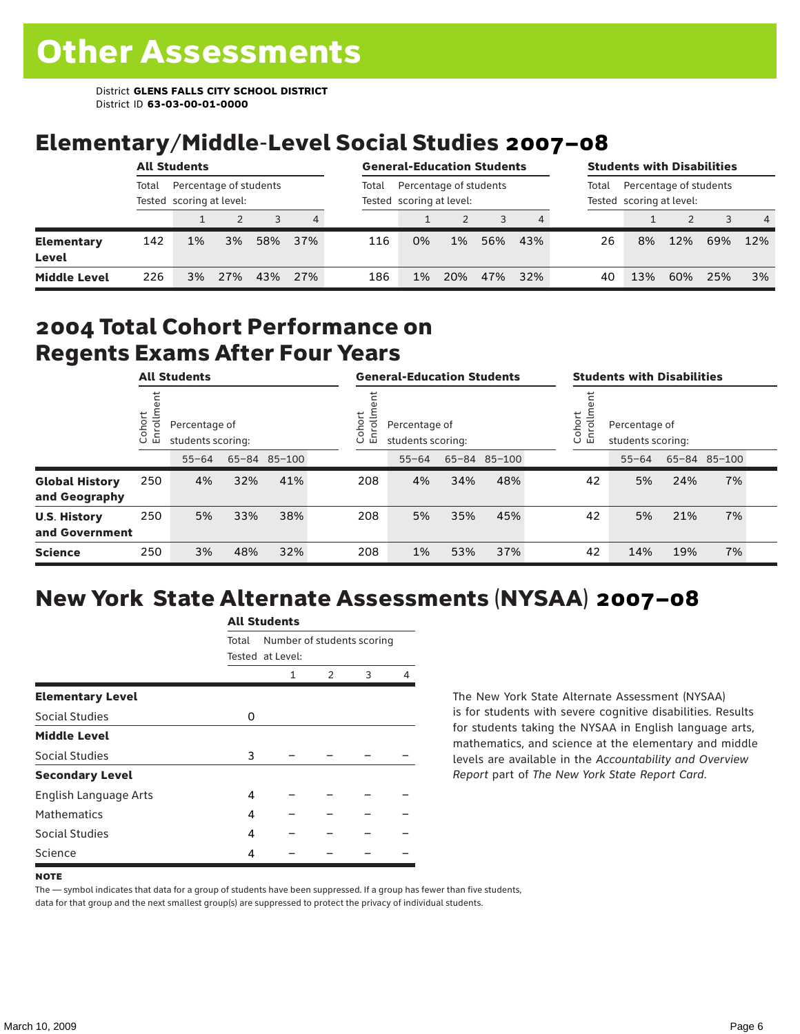# Other Assessments

District **GLENS FALLS CITY SCHOOL DISTRICT**
District ID **63-03-00-01-0000**

## Elementary/Middle-Level Social Studies 2007–08

| | All Students | | | | | General-Education Students | | | | | Students with Disabilities | | | | |
|---|---|---|---|---|---|---|---|---|---|---|---|---|---|---|---|
| | Total Tested | Percentage of students scoring at level: | | | | Total Tested | Percentage of students scoring at level: | | | | Total Tested | Percentage of students scoring at level: | | | |
| | | 1 | 2 | 3 | 4 | | 1 | 2 | 3 | 4 | | 1 | 2 | 3 | 4 |
| **Elementary Level** | 142 | 1% | 3% | 58% | 37% | 116 | 0% | 1% | 56% | 43% | 26 | 8% | 12% | 69% | 12% |
| **Middle Level** | 226 | 3% | 27% | 43% | 27% | 186 | 1% | 20% | 47% | 32% | 40 | 13% | 60% | 25% | 3% |

## 2004 Total Cohort Performance on Regents Exams After Four Years

| | All Students | | | | General-Education Students | | | | Students with Disabilities | | | |
|---|---|---|---|---|---|---|---|---|---|---|---|---|
| | Cohort Enrollment | Percentage of students scoring: | | | Cohort Enrollment | Percentage of students scoring: | | | Cohort Enrollment | Percentage of students scoring: | | |
| | | 55–64 | 65–84 | 85–100 | | 55–64 | 65–84 | 85–100 | | 55–64 | 65–84 | 85–100 |
| **Global History and Geography** | 250 | 4% | 32% | 41% | 208 | 4% | 34% | 48% | 42 | 5% | 24% | 7% |
| **U.S. History and Government** | 250 | 5% | 33% | 38% | 208 | 5% | 35% | 45% | 42 | 5% | 21% | 7% |
| **Science** | 250 | 3% | 48% | 32% | 208 | 1% | 53% | 37% | 42 | 14% | 19% | 7% |

## New York State Alternate Assessments (NYSAA) 2007–08

| | All Students | | | | |
|---|---|---|---|---|---|
| | Total Tested | Number of students scoring at Level: | | | |
| | | 1 | 2 | 3 | 4 |
| **Elementary Level** | | | | | |
| Social Studies | 0 | | | | |
| **Middle Level** | | | | | |
| Social Studies | 3 | – | – | – | – |
| **Secondary Level** | | | | | |
| English Language Arts | 4 | – | – | – | – |
| Mathematics | 4 | – | – | – | – |
| Social Studies | 4 | – | – | – | – |
| Science | 4 | – | – | – | – |

The New York State Alternate Assessment (NYSAA) is for students with severe cognitive disabilities. Results for students taking the NYSAA in English language arts, mathematics, and science at the elementary and middle levels are available in the *Accountability and Overview Report* part of *The New York State Report Card*.

**NOTE**

The — symbol indicates that data for a group of students have been suppressed. If a group has fewer than five students, data for that group and the next smallest group(s) are suppressed to protect the privacy of individual students.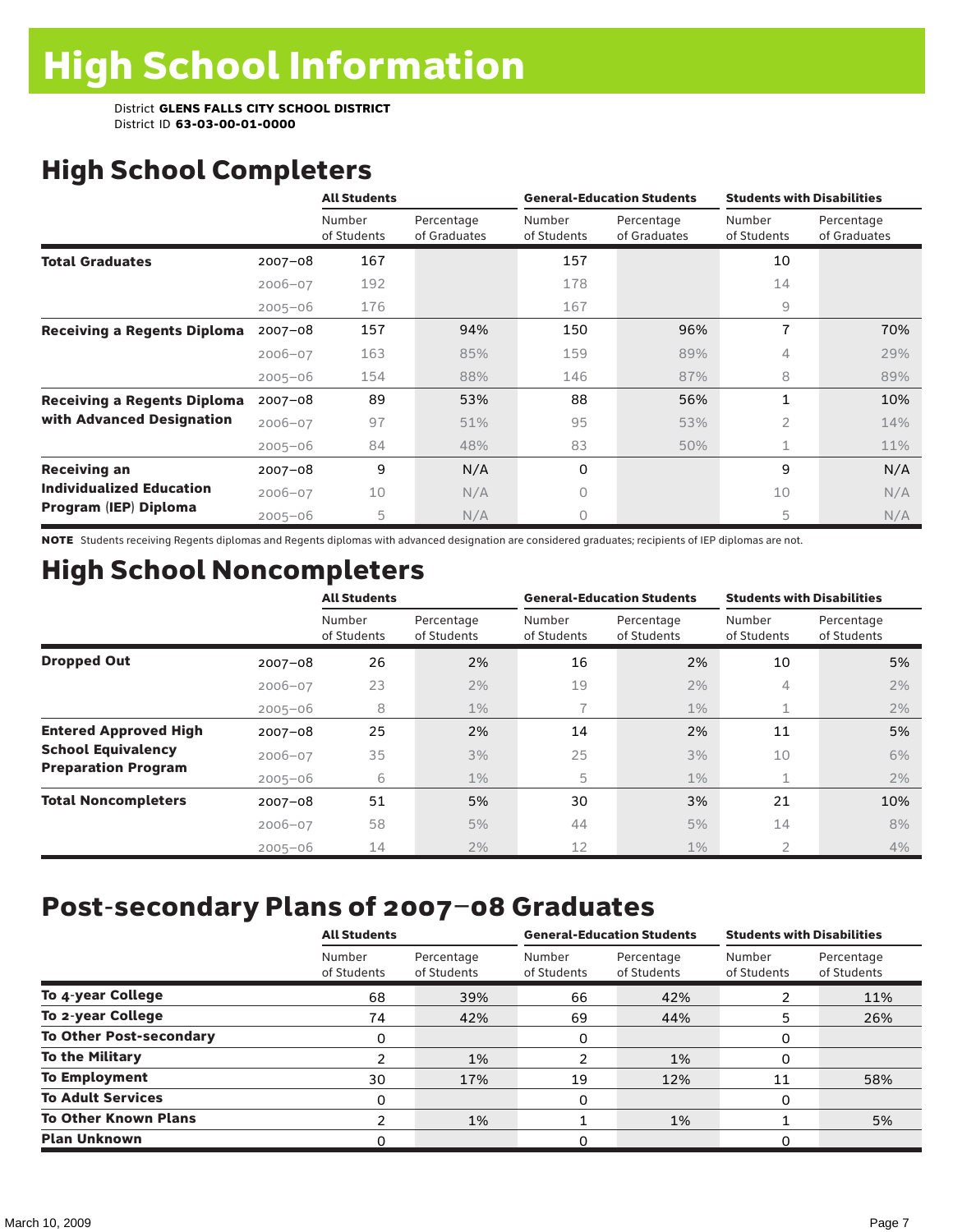# High School Information

District **GLENS FALLS CITY SCHOOL DISTRICT**
District ID **63-03-00-01-0000**

## High School Completers

| | | All Students | | General-Education Students | | Students with Disabilities | |
|---|---|---|---|---|---|---|---|
| | | Number of Students | Percentage of Graduates | Number of Students | Percentage of Graduates | Number of Students | Percentage of Graduates |
| **Total Graduates** | 2007–08 | 167 | | 157 | | 10 | |
| | 2006–07 | 192 | | 178 | | 14 | |
| | 2005–06 | 176 | | 167 | | 9 | |
| **Receiving a Regents Diploma** | 2007–08 | 157 | 94% | 150 | 96% | 7 | 70% |
| | 2006–07 | 163 | 85% | 159 | 89% | 4 | 29% |
| | 2005–06 | 154 | 88% | 146 | 87% | 8 | 89% |
| **Receiving a Regents Diploma with Advanced Designation** | 2007–08 | 89 | 53% | 88 | 56% | 1 | 10% |
| | 2006–07 | 97 | 51% | 95 | 53% | 2 | 14% |
| | 2005–06 | 84 | 48% | 83 | 50% | 1 | 11% |
| **Receiving an Individualized Education Program (IEP) Diploma** | 2007–08 | 9 | N/A | 0 | | 9 | N/A |
| | 2006–07 | 10 | N/A | 0 | | 10 | N/A |
| | 2005–06 | 5 | N/A | 0 | | 5 | N/A |

**NOTE** Students receiving Regents diplomas and Regents diplomas with advanced designation are considered graduates; recipients of IEP diplomas are not.

## High School Noncompleters

| | | All Students | | General-Education Students | | Students with Disabilities | |
|---|---|---|---|---|---|---|---|
| | | Number of Students | Percentage of Students | Number of Students | Percentage of Students | Number of Students | Percentage of Students |
| **Dropped Out** | 2007–08 | 26 | 2% | 16 | 2% | 10 | 5% |
| | 2006–07 | 23 | 2% | 19 | 2% | 4 | 2% |
| | 2005–06 | 8 | 1% | 7 | 1% | 1 | 2% |
| **Entered Approved High School Equivalency Preparation Program** | 2007–08 | 25 | 2% | 14 | 2% | 11 | 5% |
| | 2006–07 | 35 | 3% | 25 | 3% | 10 | 6% |
| | 2005–06 | 6 | 1% | 5 | 1% | 1 | 2% |
| **Total Noncompleters** | 2007–08 | 51 | 5% | 30 | 3% | 21 | 10% |
| | 2006–07 | 58 | 5% | 44 | 5% | 14 | 8% |
| | 2005–06 | 14 | 2% | 12 | 1% | 2 | 4% |

## Post-secondary Plans of 2007–08 Graduates

| | All Students | | General-Education Students | | Students with Disabilities | |
|---|---|---|---|---|---|---|
| | Number of Students | Percentage of Students | Number of Students | Percentage of Students | Number of Students | Percentage of Students |
| **To 4-year College** | 68 | 39% | 66 | 42% | 2 | 11% |
| **To 2-year College** | 74 | 42% | 69 | 44% | 5 | 26% |
| **To Other Post-secondary** | 0 | | 0 | | 0 | |
| **To the Military** | 2 | 1% | 2 | 1% | 0 | |
| **To Employment** | 30 | 17% | 19 | 12% | 11 | 58% |
| **To Adult Services** | 0 | | 0 | | 0 | |
| **To Other Known Plans** | 2 | 1% | 1 | 1% | 1 | 5% |
| **Plan Unknown** | 0 | | 0 | | 0 | |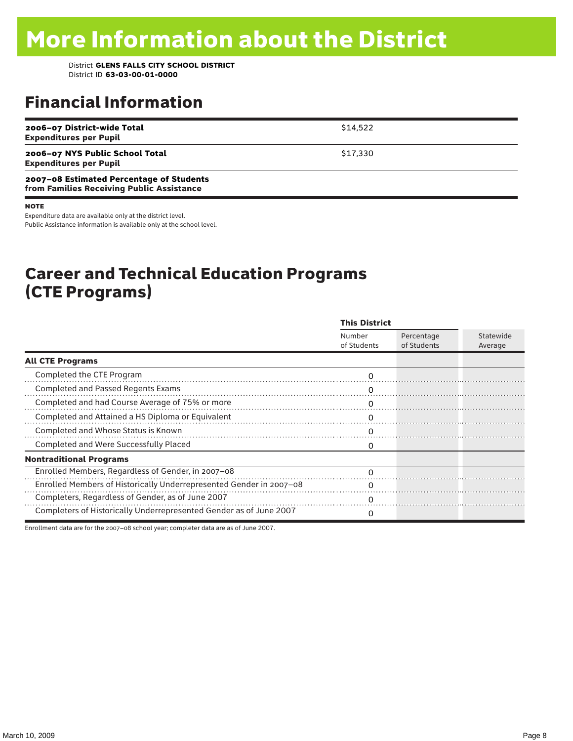# More Information about the District

District **GLENS FALLS CITY SCHOOL DISTRICT**
District ID **63-03-00-01-0000**

## Financial Information

| | |
|---|---|
| **2006–07 District-wide Total Expenditures per Pupil** | $14,522 |
| **2006–07 NYS Public School Total Expenditures per Pupil** | $17,330 |
| **2007–08 Estimated Percentage of Students from Families Receiving Public Assistance** | |

**NOTE**

Expenditure data are available only at the district level.
Public Assistance information is available only at the school level.

## Career and Technical Education Programs (CTE Programs)

| | This District | | |
|---|---|---|---|
| | Number of Students | Percentage of Students | Statewide Average |
| **All CTE Programs** | | | |
| Completed the CTE Program | 0 | | |
| Completed and Passed Regents Exams | 0 | | |
| Completed and had Course Average of 75% or more | 0 | | |
| Completed and Attained a HS Diploma or Equivalent | 0 | | |
| Completed and Whose Status is Known | 0 | | |
| Completed and Were Successfully Placed | 0 | | |
| **Nontraditional Programs** | | | |
| Enrolled Members, Regardless of Gender, in 2007–08 | 0 | | |
| Enrolled Members of Historically Underrepresented Gender in 2007–08 | 0 | | |
| Completers, Regardless of Gender, as of June 2007 | 0 | | |
| Completers of Historically Underrepresented Gender as of June 2007 | 0 | | |

Enrollment data are for the 2007–08 school year; completer data are as of June 2007.